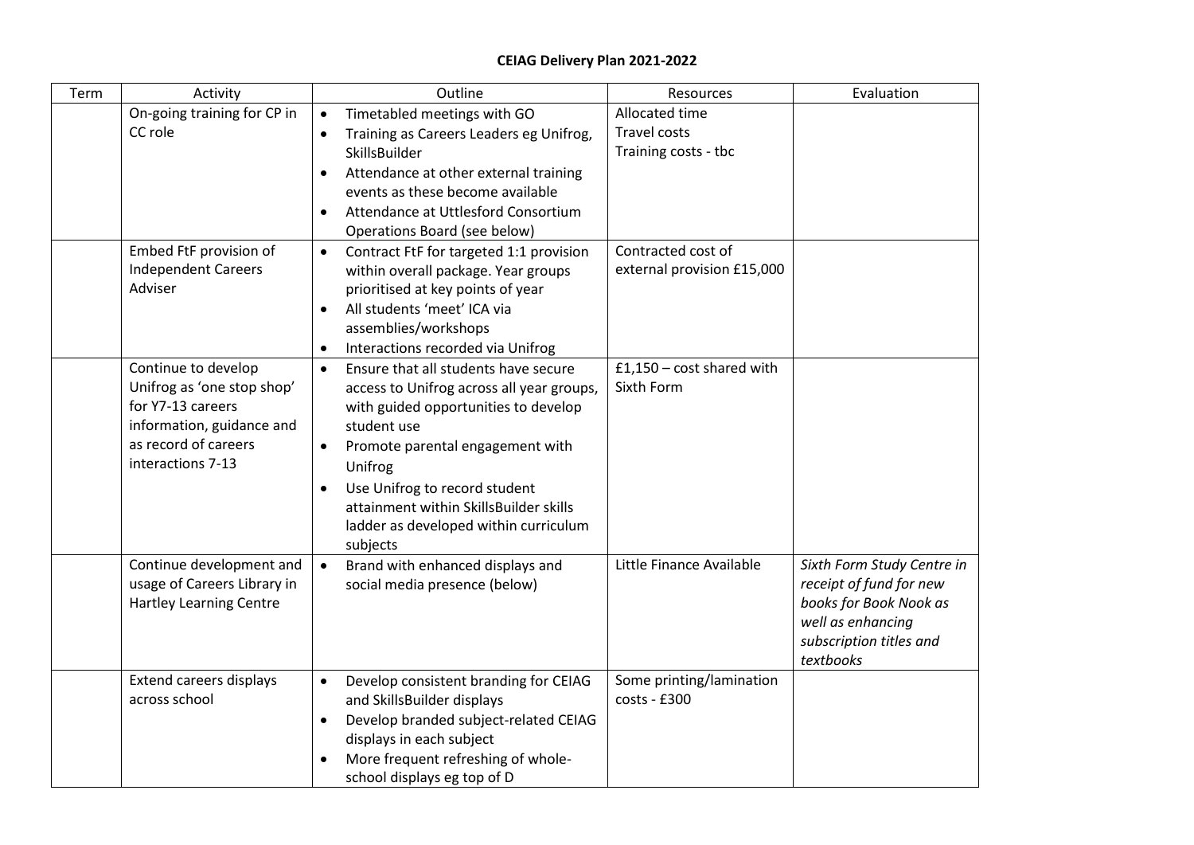# CEIAG Delivery Plan 2021-2022

| Term | Activity | Outline | Resources | Evaluation |
|---|---|---|---|---|
| | On-going training for CP in CC role | • Timetabled meetings with GO<br>• Training as Careers Leaders eg Unifrog, SkillsBuilder<br>• Attendance at other external training events as these become available<br>• Attendance at Uttlesford Consortium Operations Board (see below) | Allocated time<br>Travel costs<br>Training costs - tbc | |
| | Embed FtF provision of Independent Careers Adviser | • Contract FtF for targeted 1:1 provision within overall package. Year groups prioritised at key points of year<br>• All students 'meet' ICA via assemblies/workshops<br>• Interactions recorded via Unifrog | Contracted cost of external provision £15,000 | |
| | Continue to develop Unifrog as 'one stop shop' for Y7-13 careers information, guidance and as record of careers interactions 7-13 | • Ensure that all students have secure access to Unifrog across all year groups, with guided opportunities to develop student use<br>• Promote parental engagement with Unifrog<br>• Use Unifrog to record student attainment within SkillsBuilder skills ladder as developed within curriculum subjects | £1,150 – cost shared with Sixth Form | |
| | Continue development and usage of Careers Library in Hartley Learning Centre | • Brand with enhanced displays and social media presence (below) | Little Finance Available | *Sixth Form Study Centre in receipt of fund for new books for Book Nook as well as enhancing subscription titles and textbooks* |
| | Extend careers displays across school | • Develop consistent branding for CEIAG and SkillsBuilder displays<br>• Develop branded subject-related CEIAG displays in each subject<br>• More frequent refreshing of whole-school displays eg top of D | Some printing/lamination costs - £300 | |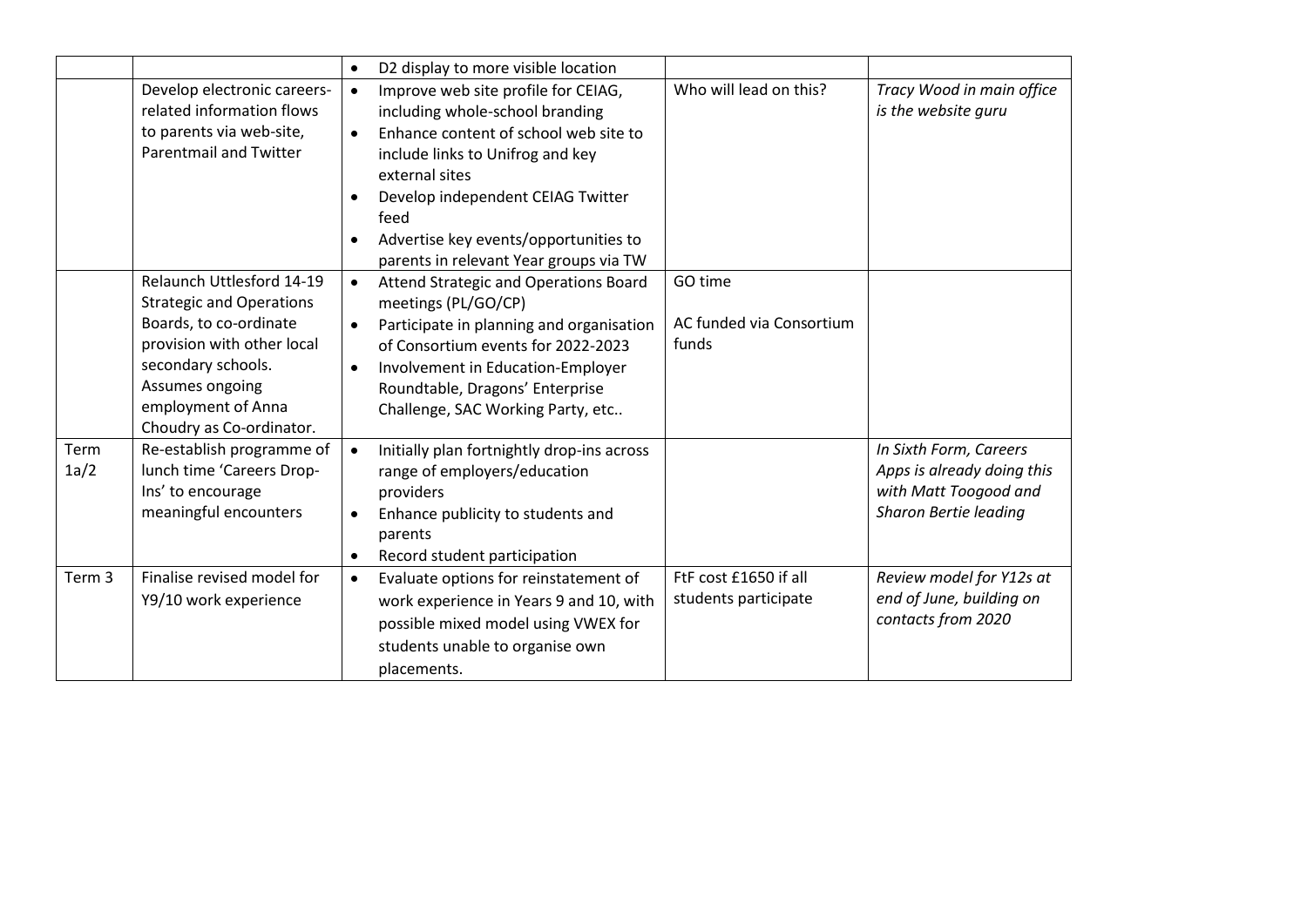| | | | | |
|---|---|---|---|---|
| | | • D2 display to more visible location | | |
| | Develop electronic careers-related information flows to parents via web-site, Parentmail and Twitter | • Improve web site profile for CEIAG, including whole-school branding<br>• Enhance content of school web site to include links to Unifrog and key external sites<br>• Develop independent CEIAG Twitter feed<br>• Advertise key events/opportunities to parents in relevant Year groups via TW | Who will lead on this? | *Tracy Wood in main office is the website guru* |
| | Relaunch Uttlesford 14-19 Strategic and Operations Boards, to co-ordinate provision with other local secondary schools. Assumes ongoing employment of Anna Choudry as Co-ordinator. | • Attend Strategic and Operations Board meetings (PL/GO/CP)<br>• Participate in planning and organisation of Consortium events for 2022-2023<br>• Involvement in Education-Employer Roundtable, Dragons' Enterprise Challenge, SAC Working Party, etc.. | GO time<br><br>AC funded via Consortium funds | |
| Term 1a/2 | Re-establish programme of lunch time 'Careers Drop-Ins' to encourage meaningful encounters | • Initially plan fortnightly drop-ins across range of employers/education providers<br>• Enhance publicity to students and parents<br>• Record student participation | | *In Sixth Form, Careers Apps is already doing this with Matt Toogood and Sharon Bertie leading* |
| Term 3 | Finalise revised model for Y9/10 work experience | • Evaluate options for reinstatement of work experience in Years 9 and 10, with possible mixed model using VWEX for students unable to organise own placements. | FtF cost £1650 if all students participate | *Review model for Y12s at end of June, building on contacts from 2020* |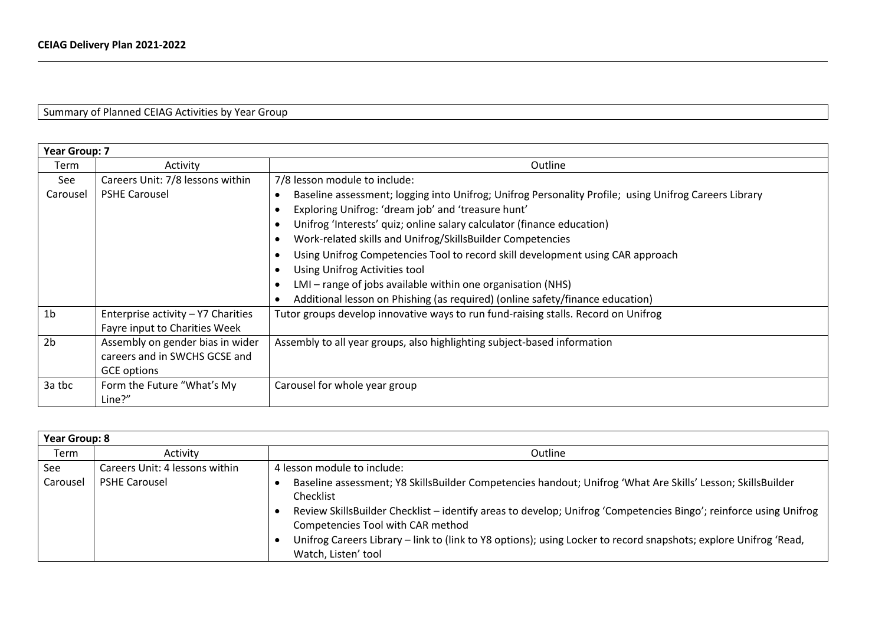**CEIAG Delivery Plan 2021-2022**

Summary of Planned CEIAG Activities by Year Group

| **Year Group: 7** | | |
|---|---|---|
| Term | Activity | Outline |
| See Carousel | Careers Unit: 7/8 lessons within PSHE Carousel | 7/8 lesson module to include:<br>• Baseline assessment; logging into Unifrog; Unifrog Personality Profile; using Unifrog Careers Library<br>• Exploring Unifrog: 'dream job' and 'treasure hunt'<br>• Unifrog 'Interests' quiz; online salary calculator (finance education)<br>• Work-related skills and Unifrog/SkillsBuilder Competencies<br>• Using Unifrog Competencies Tool to record skill development using CAR approach<br>• Using Unifrog Activities tool<br>• LMI – range of jobs available within one organisation (NHS)<br>• Additional lesson on Phishing (as required) (online safety/finance education) |
| 1b | Enterprise activity – Y7 Charities Fayre input to Charities Week | Tutor groups develop innovative ways to run fund-raising stalls. Record on Unifrog |
| 2b | Assembly on gender bias in wider careers and in SWCHS GCSE and GCE options | Assembly to all year groups, also highlighting subject-based information |
| 3a tbc | Form the Future "What's My Line?" | Carousel for whole year group |

| **Year Group: 8** | | |
|---|---|---|
| Term | Activity | Outline |
| See Carousel | Careers Unit: 4 lessons within PSHE Carousel | 4 lesson module to include:<br>• Baseline assessment; Y8 SkillsBuilder Competencies handout; Unifrog 'What Are Skills' Lesson; SkillsBuilder Checklist<br>• Review SkillsBuilder Checklist – identify areas to develop; Unifrog 'Competencies Bingo'; reinforce using Unifrog Competencies Tool with CAR method<br>• Unifrog Careers Library – link to (link to Y8 options); using Locker to record snapshots; explore Unifrog 'Read, Watch, Listen' tool |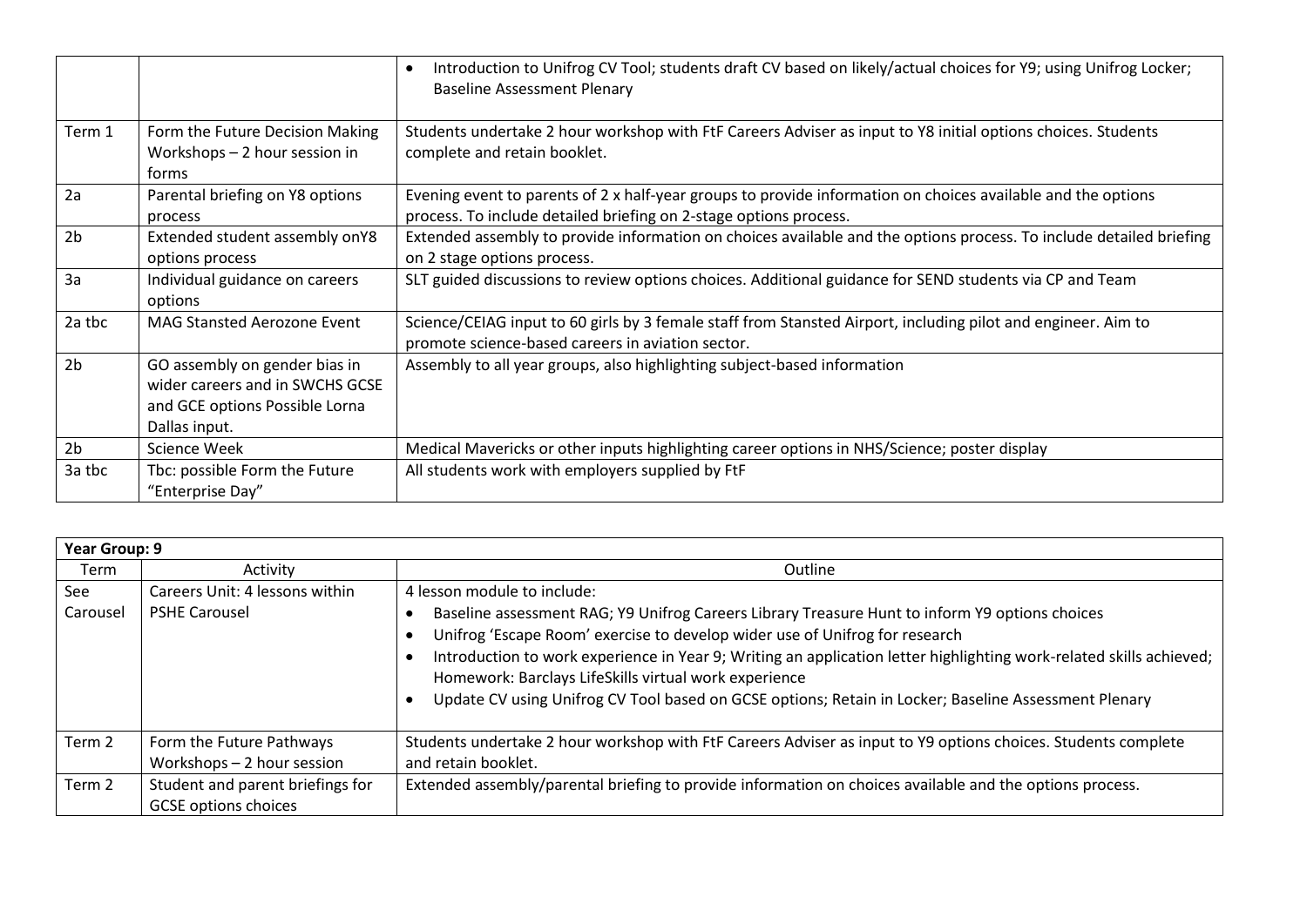| | | |
|---|---|---|
| | | • Introduction to Unifrog CV Tool; students draft CV based on likely/actual choices for Y9; using Unifrog Locker; Baseline Assessment Plenary |
| Term 1 | Form the Future Decision Making Workshops – 2 hour session in forms | Students undertake 2 hour workshop with FtF Careers Adviser as input to Y8 initial options choices. Students complete and retain booklet. |
| 2a | Parental briefing on Y8 options process | Evening event to parents of 2 x half-year groups to provide information on choices available and the options process. To include detailed briefing on 2-stage options process. |
| 2b | Extended student assembly onY8 options process | Extended assembly to provide information on choices available and the options process. To include detailed briefing on 2 stage options process. |
| 3a | Individual guidance on careers options | SLT guided discussions to review options choices. Additional guidance for SEND students via CP and Team |
| 2a tbc | MAG Stansted Aerozone Event | Science/CEIAG input to 60 girls by 3 female staff from Stansted Airport, including pilot and engineer. Aim to promote science-based careers in aviation sector. |
| 2b | GO assembly on gender bias in wider careers and in SWCHS GCSE and GCE options Possible Lorna Dallas input. | Assembly to all year groups, also highlighting subject-based information |
| 2b | Science Week | Medical Mavericks or other inputs highlighting career options in NHS/Science; poster display |
| 3a tbc | Tbc: possible Form the Future "Enterprise Day" | All students work with employers supplied by FtF |

| **Year Group: 9** | | |
|---|---|---|
| Term | Activity | Outline |
| See Carousel | Careers Unit: 4 lessons within PSHE Carousel | 4 lesson module to include:<br>• Baseline assessment RAG; Y9 Unifrog Careers Library Treasure Hunt to inform Y9 options choices<br>• Unifrog 'Escape Room' exercise to develop wider use of Unifrog for research<br>• Introduction to work experience in Year 9; Writing an application letter highlighting work-related skills achieved; Homework: Barclays LifeSkills virtual work experience<br>• Update CV using Unifrog CV Tool based on GCSE options; Retain in Locker; Baseline Assessment Plenary |
| Term 2 | Form the Future Pathways Workshops – 2 hour session | Students undertake 2 hour workshop with FtF Careers Adviser as input to Y9 options choices. Students complete and retain booklet. |
| Term 2 | Student and parent briefings for GCSE options choices | Extended assembly/parental briefing to provide information on choices available and the options process. |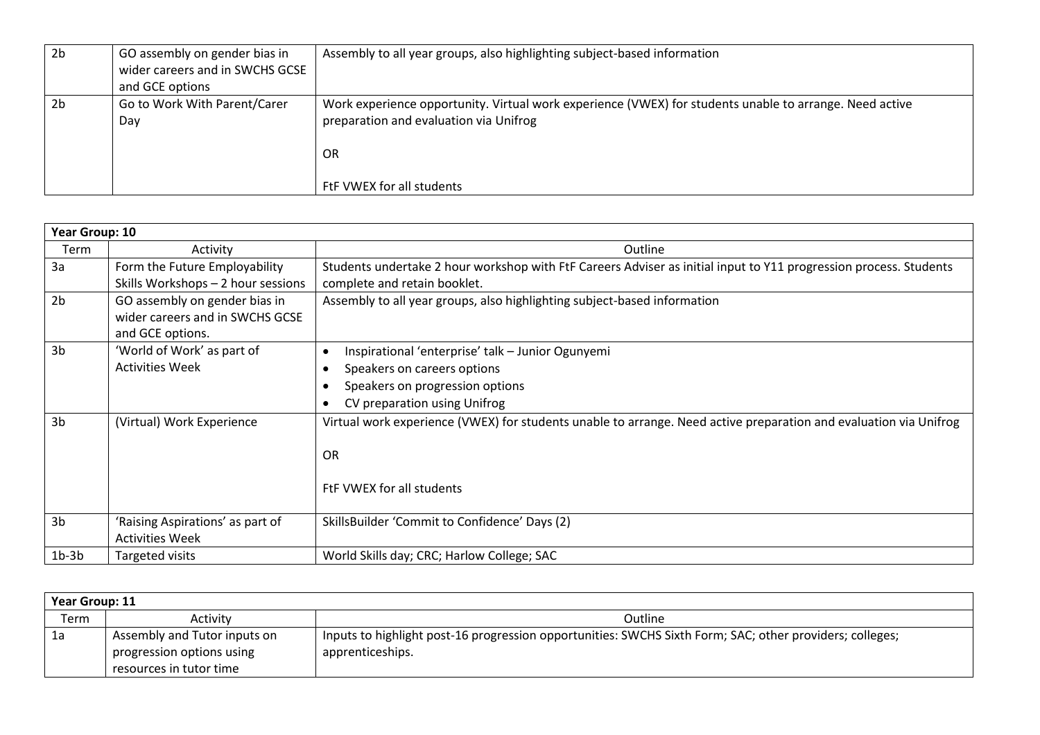| | | |
|---|---|---|
| 2b | GO assembly on gender bias in wider careers and in SWCHS GCSE and GCE options | Assembly to all year groups, also highlighting subject-based information |
| 2b | Go to Work With Parent/Carer Day | Work experience opportunity. Virtual work experience (VWEX) for students unable to arrange. Need active preparation and evaluation via Unifrog<br><br>OR<br><br>FtF VWEX for all students |

| **Year Group: 10** | | |
|---|---|---|
| Term | Activity | Outline |
| 3a | Form the Future Employability Skills Workshops – 2 hour sessions | Students undertake 2 hour workshop with FtF Careers Adviser as initial input to Y11 progression process. Students complete and retain booklet. |
| 2b | GO assembly on gender bias in wider careers and in SWCHS GCSE and GCE options. | Assembly to all year groups, also highlighting subject-based information |
| 3b | 'World of Work' as part of Activities Week | • Inspirational 'enterprise' talk – Junior Ogunyemi<br>• Speakers on careers options<br>• Speakers on progression options<br>• CV preparation using Unifrog |
| 3b | (Virtual) Work Experience | Virtual work experience (VWEX) for students unable to arrange. Need active preparation and evaluation via Unifrog<br><br>OR<br><br>FtF VWEX for all students |
| 3b | 'Raising Aspirations' as part of Activities Week | SkillsBuilder 'Commit to Confidence' Days (2) |
| 1b-3b | Targeted visits | World Skills day; CRC; Harlow College; SAC |

| **Year Group: 11** | | |
|---|---|---|
| Term | Activity | Outline |
| 1a | Assembly and Tutor inputs on progression options using resources in tutor time | Inputs to highlight post-16 progression opportunities: SWCHS Sixth Form; SAC; other providers; colleges; apprenticeships. |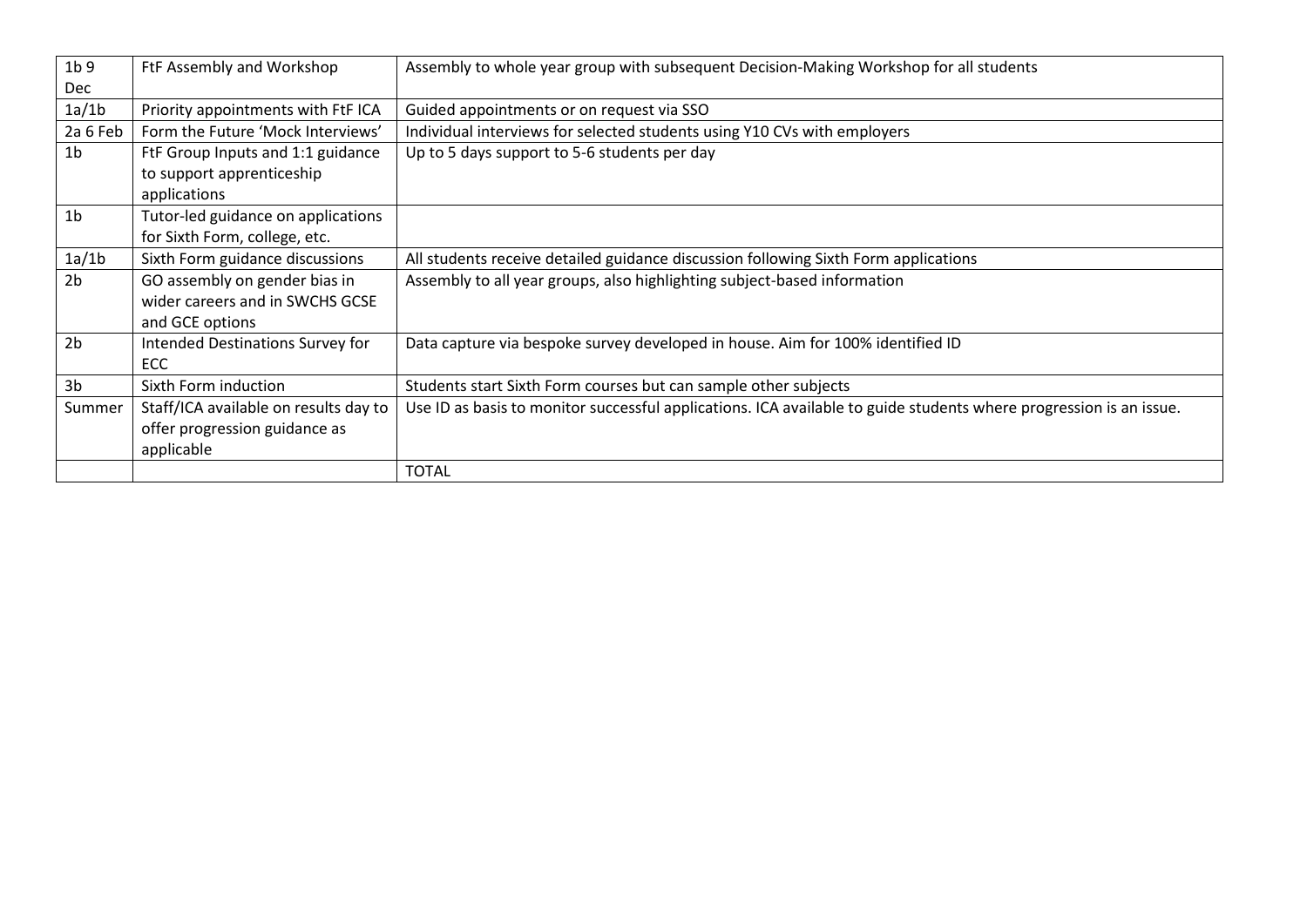| | | |
|---|---|---|
| 1b 9 Dec | FtF Assembly and Workshop | Assembly to whole year group with subsequent Decision-Making Workshop for all students |
| 1a/1b | Priority appointments with FtF ICA | Guided appointments or on request via SSO |
| 2a 6 Feb | Form the Future 'Mock Interviews' | Individual interviews for selected students using Y10 CVs with employers |
| 1b | FtF Group Inputs and 1:1 guidance to support apprenticeship applications | Up to 5 days support to 5-6 students per day |
| 1b | Tutor-led guidance on applications for Sixth Form, college, etc. | |
| 1a/1b | Sixth Form guidance discussions | All students receive detailed guidance discussion following Sixth Form applications |
| 2b | GO assembly on gender bias in wider careers and in SWCHS GCSE and GCE options | Assembly to all year groups, also highlighting subject-based information |
| 2b | Intended Destinations Survey for ECC | Data capture via bespoke survey developed in house. Aim for 100% identified ID |
| 3b | Sixth Form induction | Students start Sixth Form courses but can sample other subjects |
| Summer | Staff/ICA available on results day to offer progression guidance as applicable | Use ID as basis to monitor successful applications. ICA available to guide students where progression is an issue. |
| | | TOTAL |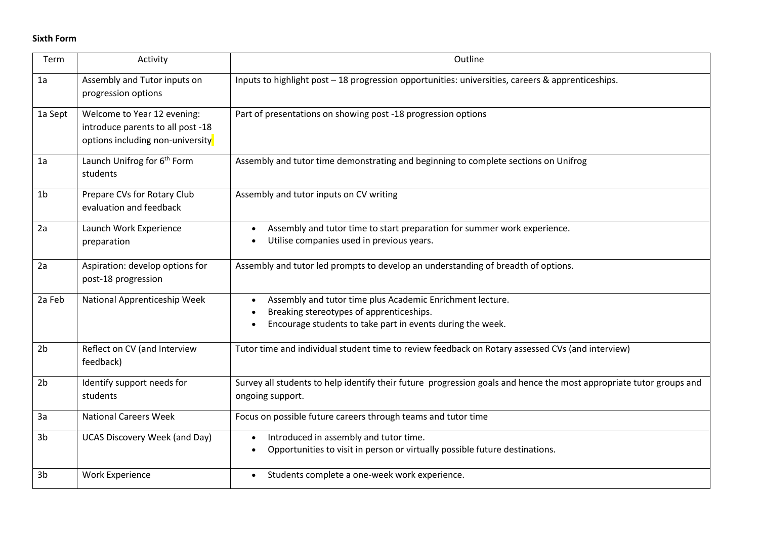**Sixth Form**

| Term | Activity | Outline |
|---|---|---|
| 1a | Assembly and Tutor inputs on progression options | Inputs to highlight post – 18 progression opportunities: universities, careers & apprenticeships. |
| 1a Sept | Welcome to Year 12 evening: introduce parents to all post -18 options including non-university | Part of presentations on showing post -18 progression options |
| 1a | Launch Unifrog for 6th Form students | Assembly and tutor time demonstrating and beginning to complete sections on Unifrog |
| 1b | Prepare CVs for Rotary Club evaluation and feedback | Assembly and tutor inputs on CV writing |
| 2a | Launch Work Experience preparation | • Assembly and tutor time to start preparation for summer work experience.<br>• Utilise companies used in previous years. |
| 2a | Aspiration: develop options for post-18 progression | Assembly and tutor led prompts to develop an understanding of breadth of options. |
| 2a Feb | National Apprenticeship Week | • Assembly and tutor time plus Academic Enrichment lecture.<br>• Breaking stereotypes of apprenticeships.<br>• Encourage students to take part in events during the week. |
| 2b | Reflect on CV (and Interview feedback) | Tutor time and individual student time to review feedback on Rotary assessed CVs (and interview) |
| 2b | Identify support needs for students | Survey all students to help identify their future progression goals and hence the most appropriate tutor groups and ongoing support. |
| 3a | National Careers Week | Focus on possible future careers through teams and tutor time |
| 3b | UCAS Discovery Week (and Day) | • Introduced in assembly and tutor time.<br>• Opportunities to visit in person or virtually possible future destinations. |
| 3b | Work Experience | • Students complete a one-week work experience. |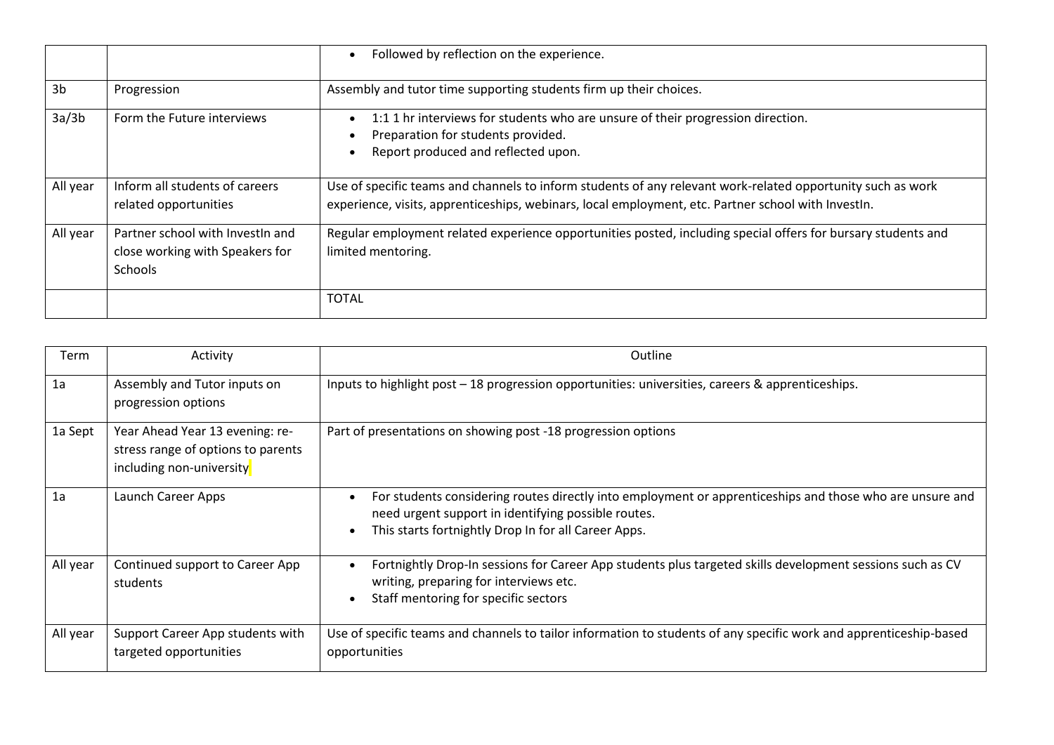| | | • Followed by reflection on the experience. |
|---|---|---|
| 3b | Progression | Assembly and tutor time supporting students firm up their choices. |
| 3a/3b | Form the Future interviews | • 1:1 1 hr interviews for students who are unsure of their progression direction.<br>• Preparation for students provided.<br>• Report produced and reflected upon. |
| All year | Inform all students of careers related opportunities | Use of specific teams and channels to inform students of any relevant work-related opportunity such as work experience, visits, apprenticeships, webinars, local employment, etc. Partner school with InvestIn. |
| All year | Partner school with InvestIn and close working with Speakers for Schools | Regular employment related experience opportunities posted, including special offers for bursary students and limited mentoring. |
| | | TOTAL |

| Term | Activity | Outline |
|---|---|---|
| 1a | Assembly and Tutor inputs on progression options | Inputs to highlight post – 18 progression opportunities: universities, careers & apprenticeships. |
| 1a Sept | Year Ahead Year 13 evening: re-stress range of options to parents including non-university | Part of presentations on showing post -18 progression options |
| 1a | Launch Career Apps | • For students considering routes directly into employment or apprenticeships and those who are unsure and need urgent support in identifying possible routes.<br>• This starts fortnightly Drop In for all Career Apps. |
| All year | Continued support to Career App students | • Fortnightly Drop-In sessions for Career App students plus targeted skills development sessions such as CV writing, preparing for interviews etc.<br>• Staff mentoring for specific sectors |
| All year | Support Career App students with targeted opportunities | Use of specific teams and channels to tailor information to students of any specific work and apprenticeship-based opportunities |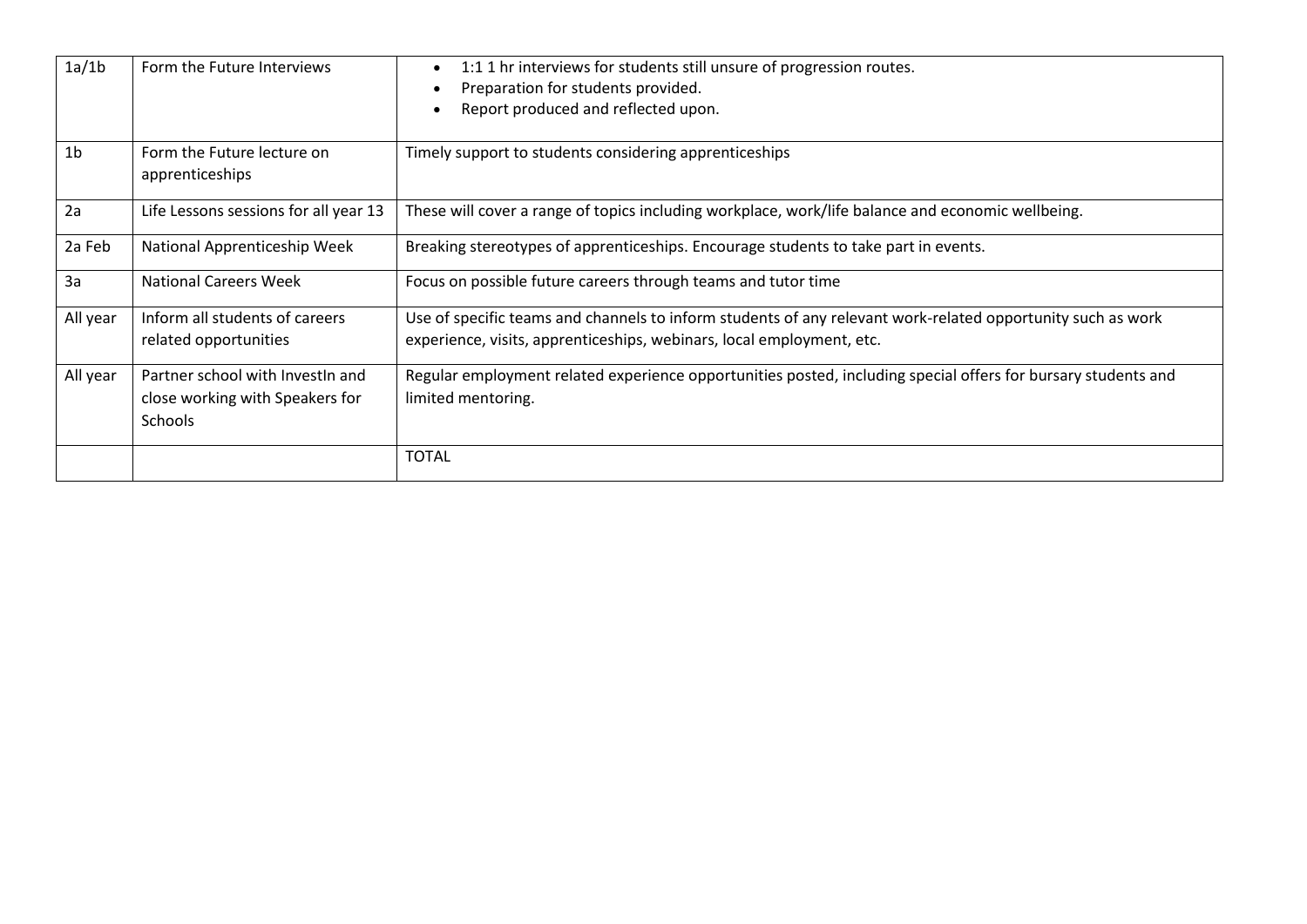| | | |
|---|---|---|
| 1a/1b | Form the Future Interviews | • 1:1 1 hr interviews for students still unsure of progression routes.<br>• Preparation for students provided.<br>• Report produced and reflected upon. |
| 1b | Form the Future lecture on apprenticeships | Timely support to students considering apprenticeships |
| 2a | Life Lessons sessions for all year 13 | These will cover a range of topics including workplace, work/life balance and economic wellbeing. |
| 2a Feb | National Apprenticeship Week | Breaking stereotypes of apprenticeships. Encourage students to take part in events. |
| 3a | National Careers Week | Focus on possible future careers through teams and tutor time |
| All year | Inform all students of careers related opportunities | Use of specific teams and channels to inform students of any relevant work-related opportunity such as work experience, visits, apprenticeships, webinars, local employment, etc. |
| All year | Partner school with InvestIn and close working with Speakers for Schools | Regular employment related experience opportunities posted, including special offers for bursary students and limited mentoring. |
| | | TOTAL |